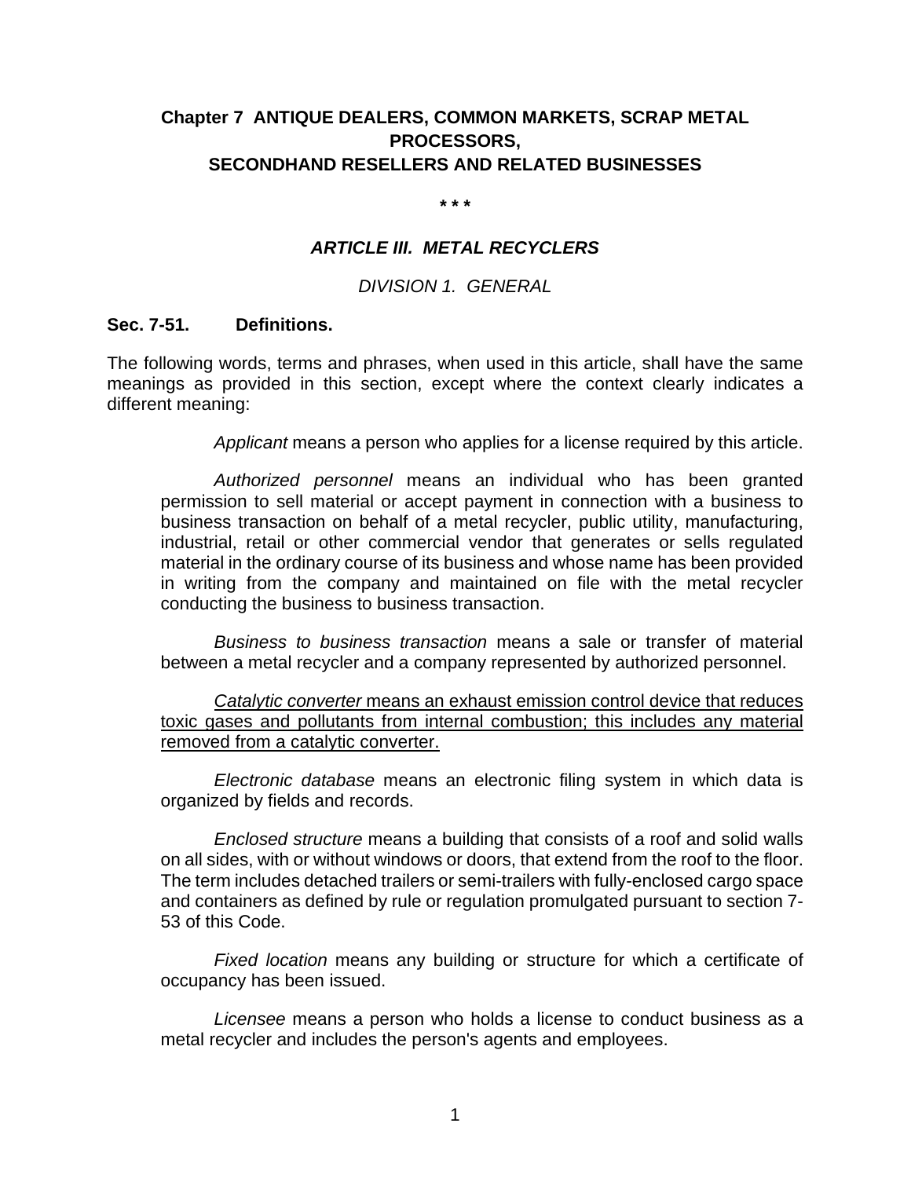## Chapter 7 ANTIQUE DEALERS, COMMON MARKETS, SCRAP METAL PROCESSORS, SECONDHAND RESELLERS AND RELATED BUSINESSES

**\* \* \***

### *ARTICLE III. METAL RECYCLERS*

*DIVISION 1. GENERAL*

**Sec. 7-51. Definitions.**

The following words, terms and phrases, when used in this article, shall have the same meanings as provided in this section, except where the context clearly indicates a different meaning:

*Applicant* means a person who applies for a license required by this article.

*Authorized personnel* means an individual who has been granted permission to sell material or accept payment in connection with a business to business transaction on behalf of a metal recycler, public utility, manufacturing, industrial, retail or other commercial vendor that generates or sells regulated material in the ordinary course of its business and whose name has been provided in writing from the company and maintained on file with the metal recycler conducting the business to business transaction.

*Business to business transaction* means a sale or transfer of material between a metal recycler and a company represented by authorized personnel.

<u>*Catalytic converter* means an exhaust emission control device that reduces toxic gases and pollutants from internal combustion; this includes any material removed from a catalytic converter.</u>

*Electronic database* means an electronic filing system in which data is organized by fields and records.

*Enclosed structure* means a building that consists of a roof and solid walls on all sides, with or without windows or doors, that extend from the roof to the floor. The term includes detached trailers or semi-trailers with fully-enclosed cargo space and containers as defined by rule or regulation promulgated pursuant to section 7-53 of this Code.

*Fixed location* means any building or structure for which a certificate of occupancy has been issued.

*Licensee* means a person who holds a license to conduct business as a metal recycler and includes the person's agents and employees.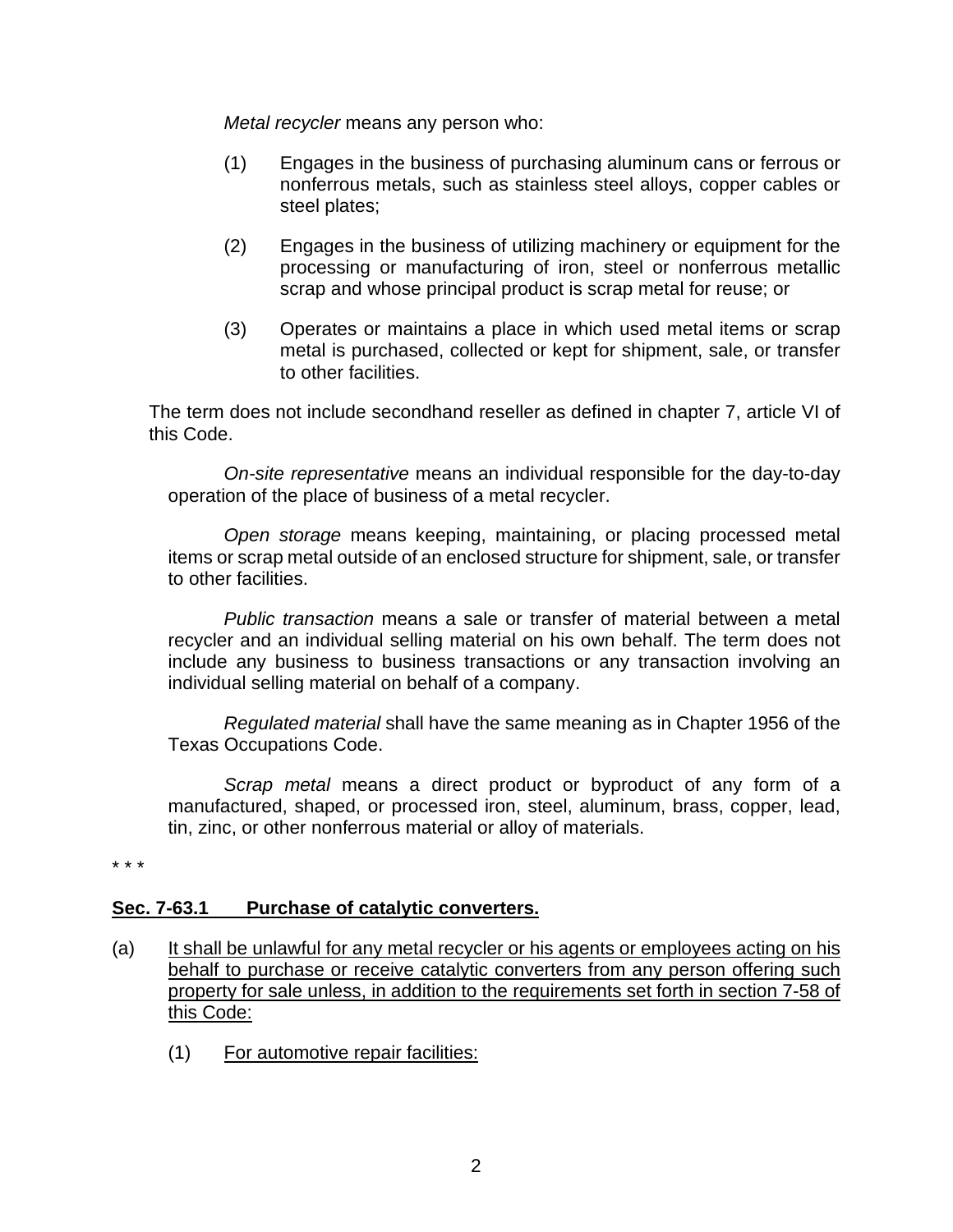*Metal recycler* means any person who:

(1) Engages in the business of purchasing aluminum cans or ferrous or nonferrous metals, such as stainless steel alloys, copper cables or steel plates;

(2) Engages in the business of utilizing machinery or equipment for the processing or manufacturing of iron, steel or nonferrous metallic scrap and whose principal product is scrap metal for reuse; or

(3) Operates or maintains a place in which used metal items or scrap metal is purchased, collected or kept for shipment, sale, or transfer to other facilities.

The term does not include secondhand reseller as defined in chapter 7, article VI of this Code.

*On-site representative* means an individual responsible for the day-to-day operation of the place of business of a metal recycler.

*Open storage* means keeping, maintaining, or placing processed metal items or scrap metal outside of an enclosed structure for shipment, sale, or transfer to other facilities.

*Public transaction* means a sale or transfer of material between a metal recycler and an individual selling material on his own behalf. The term does not include any business to business transactions or any transaction involving an individual selling material on behalf of a company.

*Regulated material* shall have the same meaning as in Chapter 1956 of the Texas Occupations Code.

*Scrap metal* means a direct product or byproduct of any form of a manufactured, shaped, or processed iron, steel, aluminum, brass, copper, lead, tin, zinc, or other nonferrous material or alloy of materials.

\* \* \*

**<u>Sec. 7-63.1 Purchase of catalytic converters.</u>**

(a) <u>It shall be unlawful for any metal recycler or his agents or employees acting on his behalf to purchase or receive catalytic converters from any person offering such property for sale unless, in addition to the requirements set forth in section 7-58 of this Code:</u>

(1) <u>For automotive repair facilities:</u>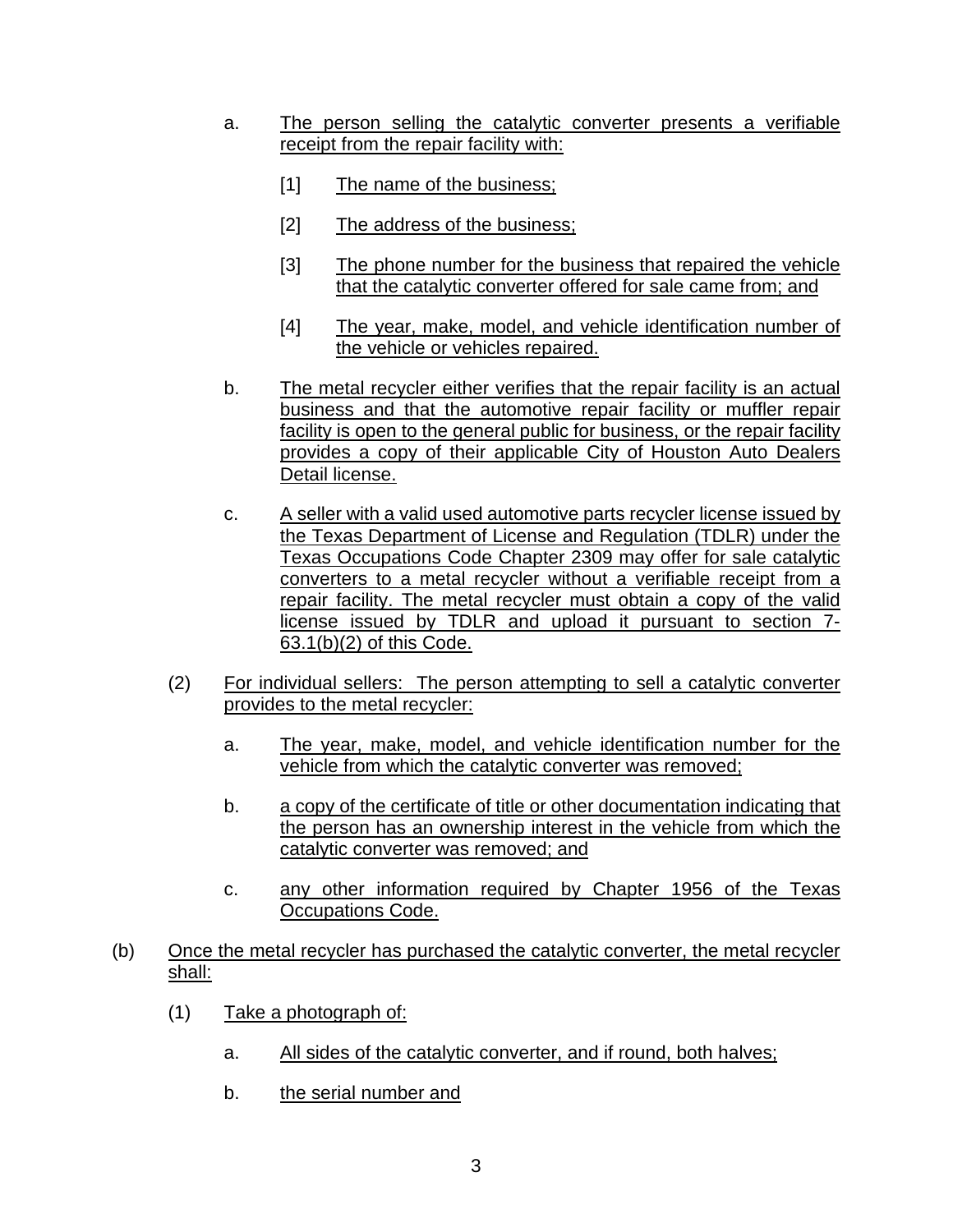a. The person selling the catalytic converter presents a verifiable receipt from the repair facility with:

   [1] The name of the business;

   [2] The address of the business;

   [3] The phone number for the business that repaired the vehicle that the catalytic converter offered for sale came from; and

   [4] The year, make, model, and vehicle identification number of the vehicle or vehicles repaired.

b. The metal recycler either verifies that the repair facility is an actual business and that the automotive repair facility or muffler repair facility is open to the general public for business, or the repair facility provides a copy of their applicable City of Houston Auto Dealers Detail license.

c. A seller with a valid used automotive parts recycler license issued by the Texas Department of License and Regulation (TDLR) under the Texas Occupations Code Chapter 2309 may offer for sale catalytic converters to a metal recycler without a verifiable receipt from a repair facility. The metal recycler must obtain a copy of the valid license issued by TDLR and upload it pursuant to section 7-63.1(b)(2) of this Code.

(2) For individual sellers: The person attempting to sell a catalytic converter provides to the metal recycler:

   a. The year, make, model, and vehicle identification number for the vehicle from which the catalytic converter was removed;

   b. a copy of the certificate of title or other documentation indicating that the person has an ownership interest in the vehicle from which the catalytic converter was removed; and

   c. any other information required by Chapter 1956 of the Texas Occupations Code.

(b) Once the metal recycler has purchased the catalytic converter, the metal recycler shall:

   (1) Take a photograph of:

      a. All sides of the catalytic converter, and if round, both halves;

      b. the serial number and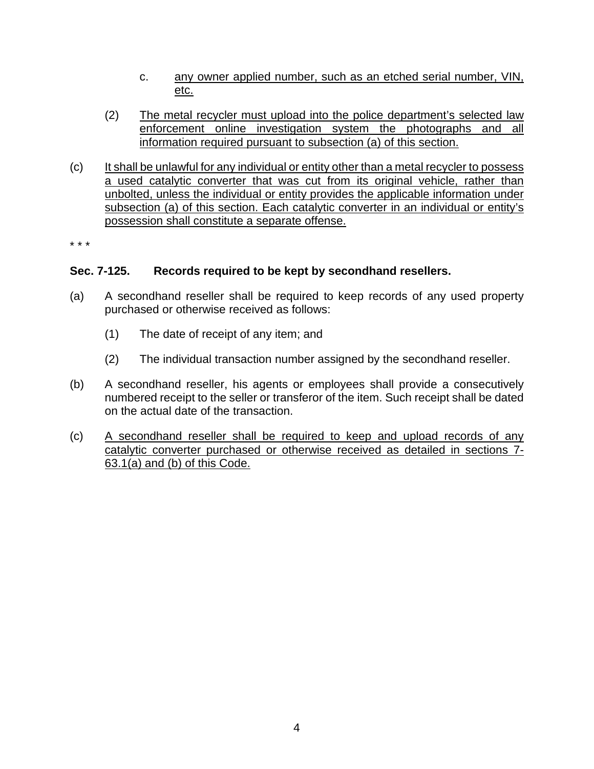c. any owner applied number, such as an etched serial number, VIN, etc.

(2) The metal recycler must upload into the police department's selected law enforcement online investigation system the photographs and all information required pursuant to subsection (a) of this section.

(c) It shall be unlawful for any individual or entity other than a metal recycler to possess a used catalytic converter that was cut from its original vehicle, rather than unbolted, unless the individual or entity provides the applicable information under subsection (a) of this section. Each catalytic converter in an individual or entity's possession shall constitute a separate offense.

* * *

**Sec. 7-125. Records required to be kept by secondhand resellers.**

(a) A secondhand reseller shall be required to keep records of any used property purchased or otherwise received as follows:

(1) The date of receipt of any item; and

(2) The individual transaction number assigned by the secondhand reseller.

(b) A secondhand reseller, his agents or employees shall provide a consecutively numbered receipt to the seller or transferor of the item. Such receipt shall be dated on the actual date of the transaction.

(c) A secondhand reseller shall be required to keep and upload records of any catalytic converter purchased or otherwise received as detailed in sections 7-63.1(a) and (b) of this Code.